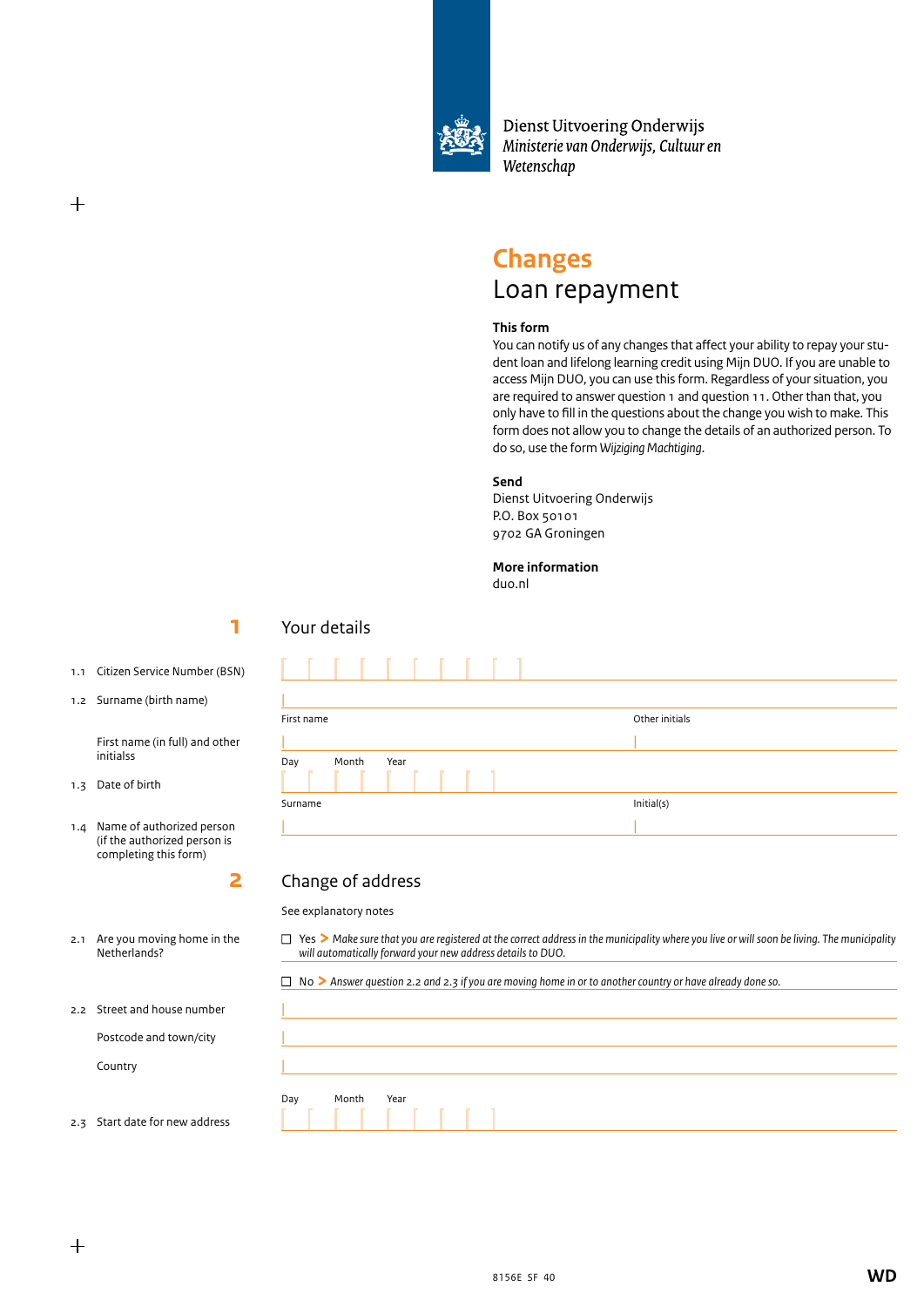Dienst Uitvoering Onderwijs
*Ministerie van Onderwijs, Cultuur en Wetenschap*

# Changes
## Loan repayment

**This form**
You can notify us of any changes that affect your ability to repay your student loan and lifelong learning credit using Mijn DUO. If you are unable to access Mijn DUO, you can use this form. Regardless of your situation, you are required to answer question 1 and question 11. Other than that, you only have to fill in the questions about the change you wish to make. This form does not allow you to change the details of an authorized person. To do so, use the form *Wijziging Machtiging*.

**Send**
Dienst Uitvoering Onderwijs
P.O. Box 50101
9702 GA Groningen

**More information**
duo.nl

## 1 Your details

1.1 Citizen Service Number (BSN)

1.2 Surname (birth name)

First name (in full) and other initials — First name / Other initials

1.3 Date of birth — Day / Month / Year

1.4 Name of authorized person (if the authorized person is completing this form) — Surname / Initial(s)

## 2 Change of address

See explanatory notes

2.1 Are you moving home in the Netherlands?

- ☐ Yes > *Make sure that you are registered at the correct address in the municipality where you live or will soon be living. The municipality will automatically forward your new address details to DUO.*
- ☐ No > *Answer question 2.2 and 2.3 if you are moving home in or to another country or have already done so.*

2.2 Street and house number

Postcode and town/city

Country

2.3 Start date for new address — Day / Month / Year

8156E SF 40

WD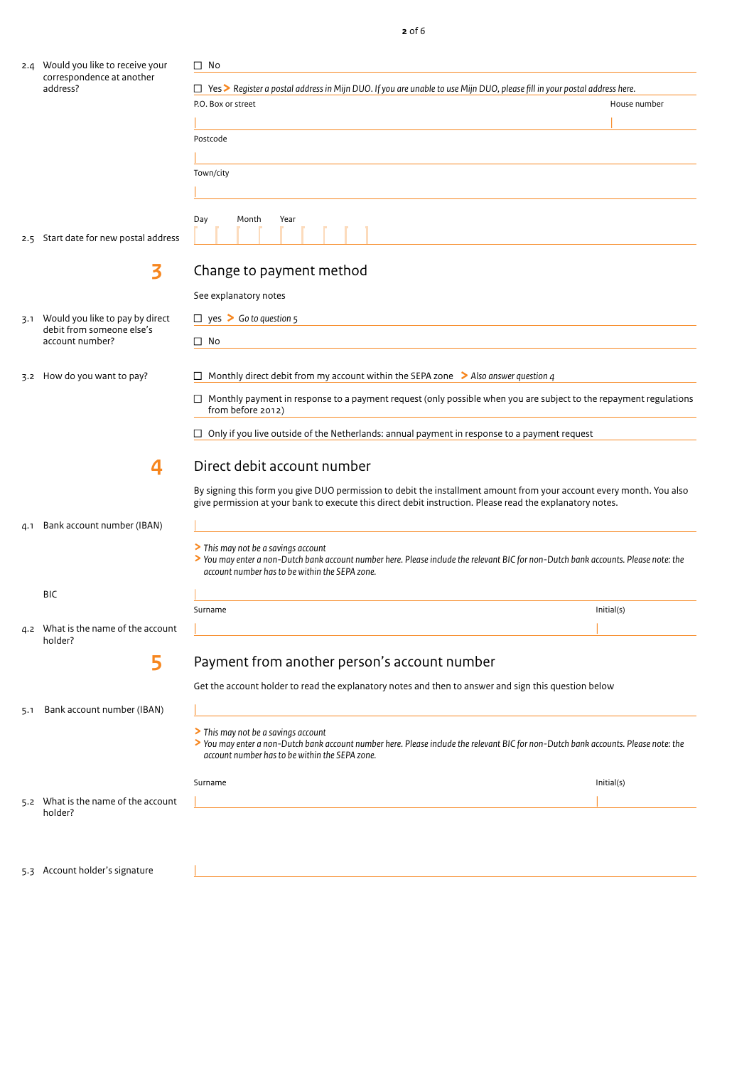**2.4** Would you like to receive your correspondence at another address?

- ☐ No
- ☐ Yes > *Register a postal address in Mijn DUO. If you are unable to use Mijn DUO, please fill in your postal address here.*

P.O. Box or street | House number

Postcode

Town/city

**2.5** Start date for new postal address

Day | Month | Year

## 3 Change to payment method

See explanatory notes

**3.1** Would you like to pay by direct debit from someone else's account number?

- ☐ yes > *Go to question 5*
- ☐ No

**3.2** How do you want to pay?

- ☐ Monthly direct debit from my account within the SEPA zone > *Also answer question 4*
- ☐ Monthly payment in response to a payment request (only possible when you are subject to the repayment regulations from before 2012)
- ☐ Only if you live outside of the Netherlands: annual payment in response to a payment request

## 4 Direct debit account number

By signing this form you give DUO permission to debit the installment amount from your account every month. You also give permission at your bank to execute this direct debit instruction. Please read the explanatory notes.

**4.1** Bank account number (IBAN)

> *This may not be a savings account*
> *You may enter a non-Dutch bank account number here. Please include the relevant BIC for non-Dutch bank accounts. Please note: the account number has to be within the SEPA zone.*

BIC

**4.2** What is the name of the account holder?

Surname | Initial(s)

## 5 Payment from another person's account number

Get the account holder to read the explanatory notes and then to answer and sign this question below

**5.1** Bank account number (IBAN)

> *This may not be a savings account*
> *You may enter a non-Dutch bank account number here. Please include the relevant BIC for non-Dutch bank accounts. Please note: the account number has to be within the SEPA zone.*

**5.2** What is the name of the account holder?

Surname | Initial(s)

**5.3** Account holder's signature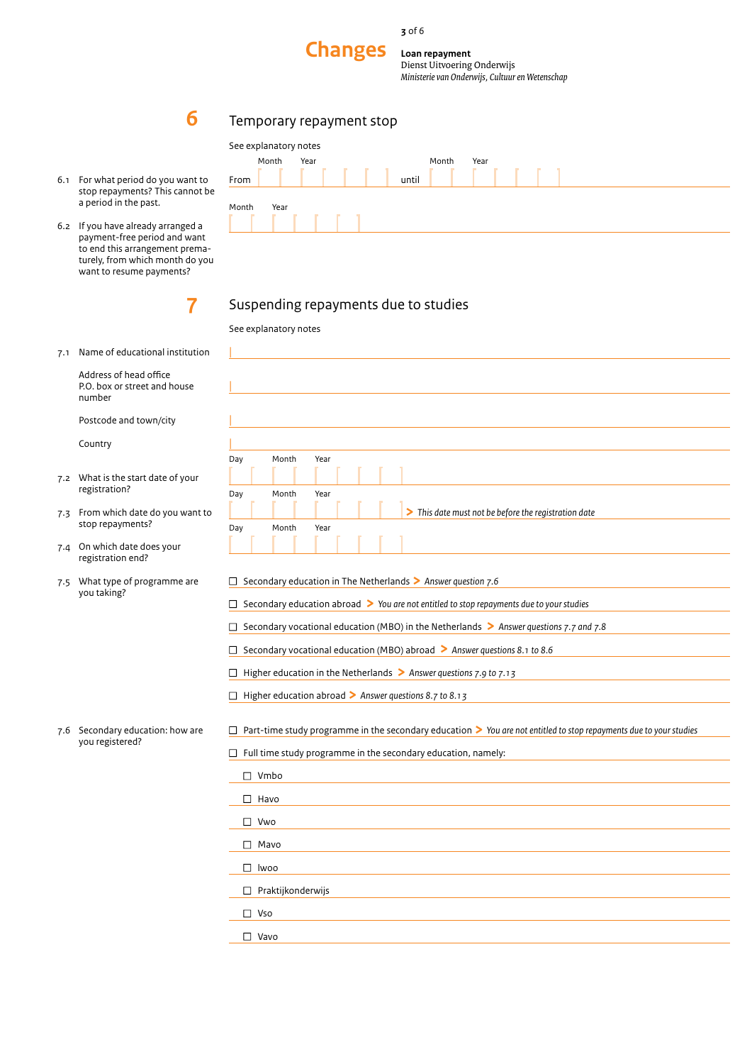# Changes

**Loan repayment**
Dienst Uitvoering Onderwijs
*Ministerie van Onderwijs, Cultuur en Wetenschap*

## 6 Temporary repayment stop

See explanatory notes

6.1 For what period do you want to stop repayments? This cannot be a period in the past.

From Month ___ Year ___ until Month ___ Year ___

6.2 If you have already arranged a payment-free period and want to end this arrangement prematurely, from which month do you want to resume payments?

Month ___ Year ___

## 7 Suspending repayments due to studies

See explanatory notes

7.1 Name of educational institution ___

Address of head office
P.O. box or street and house number ___

Postcode and town/city ___

Country ___

7.2 What is the start date of your registration?

Day ___ Month ___ Year ___

7.3 From which date do you want to stop repayments?

Day ___ Month ___ Year ___ > *This date must not be before the registration date*

7.4 On which date does your registration end?

Day ___ Month ___ Year ___

7.5 What type of programme are you taking?

- ☐ Secondary education in The Netherlands > *Answer question 7.6*
- ☐ Secondary education abroad > *You are not entitled to stop repayments due to your studies*
- ☐ Secondary vocational education (MBO) in the Netherlands > *Answer questions 7.7 and 7.8*
- ☐ Secondary vocational education (MBO) abroad > *Answer questions 8.1 to 8.6*
- ☐ Higher education in the Netherlands > *Answer questions 7.9 to 7.13*
- ☐ Higher education abroad > *Answer questions 8.7 to 8.13*

7.6 Secondary education: how are you registered?

- ☐ Part-time study programme in the secondary education > *You are not entitled to stop repayments due to your studies*
- ☐ Full time study programme in the secondary education, namely:
  - ☐ Vmbo
  - ☐ Havo
  - ☐ Vwo
  - ☐ Mavo
  - ☐ Iwoo
  - ☐ Praktijkonderwijs
  - ☐ Vso
  - ☐ Vavo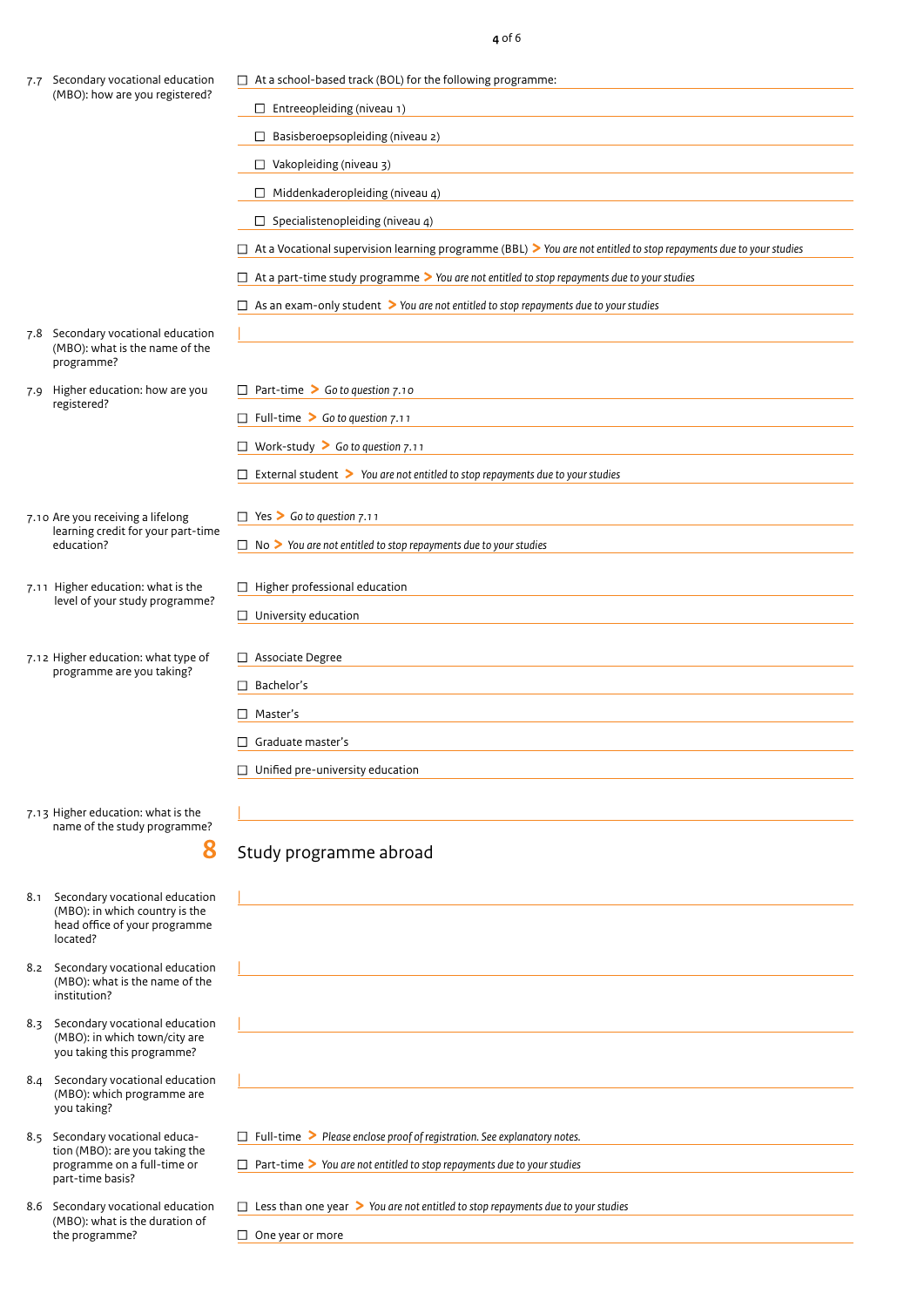7.7 Secondary vocational education (MBO): how are you registered?

- ☐ At a school-based track (BOL) for the following programme:
  - ☐ Entreeopleiding (niveau 1)
  - ☐ Basisberoepsopleiding (niveau 2)
  - ☐ Vakopleiding (niveau 3)
  - ☐ Middenkaderopleiding (niveau 4)
  - ☐ Specialistenopleiding (niveau 4)
- ☐ At a Vocational supervision learning programme (BBL) > *You are not entitled to stop repayments due to your studies*
- ☐ At a part-time study programme > *You are not entitled to stop repayments due to your studies*
- ☐ As an exam-only student > *You are not entitled to stop repayments due to your studies*

7.8 Secondary vocational education (MBO): what is the name of the programme?

______________________________

7.9 Higher education: how are you registered?

- ☐ Part-time > *Go to question 7.10*
- ☐ Full-time > *Go to question 7.11*
- ☐ Work-study > *Go to question 7.11*
- ☐ External student > *You are not entitled to stop repayments due to your studies*

7.10 Are you receiving a lifelong learning credit for your part-time education?

- ☐ Yes > *Go to question 7.11*
- ☐ No > *You are not entitled to stop repayments due to your studies*

7.11 Higher education: what is the level of your study programme?

- ☐ Higher professional education
- ☐ University education

7.12 Higher education: what type of programme are you taking?

- ☐ Associate Degree
- ☐ Bachelor's
- ☐ Master's
- ☐ Graduate master's
- ☐ Unified pre-university education

7.13 Higher education: what is the name of the study programme?

______________________________

## 8 Study programme abroad

8.1 Secondary vocational education (MBO): in which country is the head office of your programme located?

______________________________

8.2 Secondary vocational education (MBO): what is the name of the institution?

______________________________

8.3 Secondary vocational education (MBO): in which town/city are you taking this programme?

______________________________

8.4 Secondary vocational education (MBO): which programme are you taking?

______________________________

8.5 Secondary vocational education (MBO): are you taking the programme on a full-time or part-time basis?

- ☐ Full-time > *Please enclose proof of registration. See explanatory notes.*
- ☐ Part-time > *You are not entitled to stop repayments due to your studies*

8.6 Secondary vocational education (MBO): what is the duration of the programme?

- ☐ Less than one year > *You are not entitled to stop repayments due to your studies*
- ☐ One year or more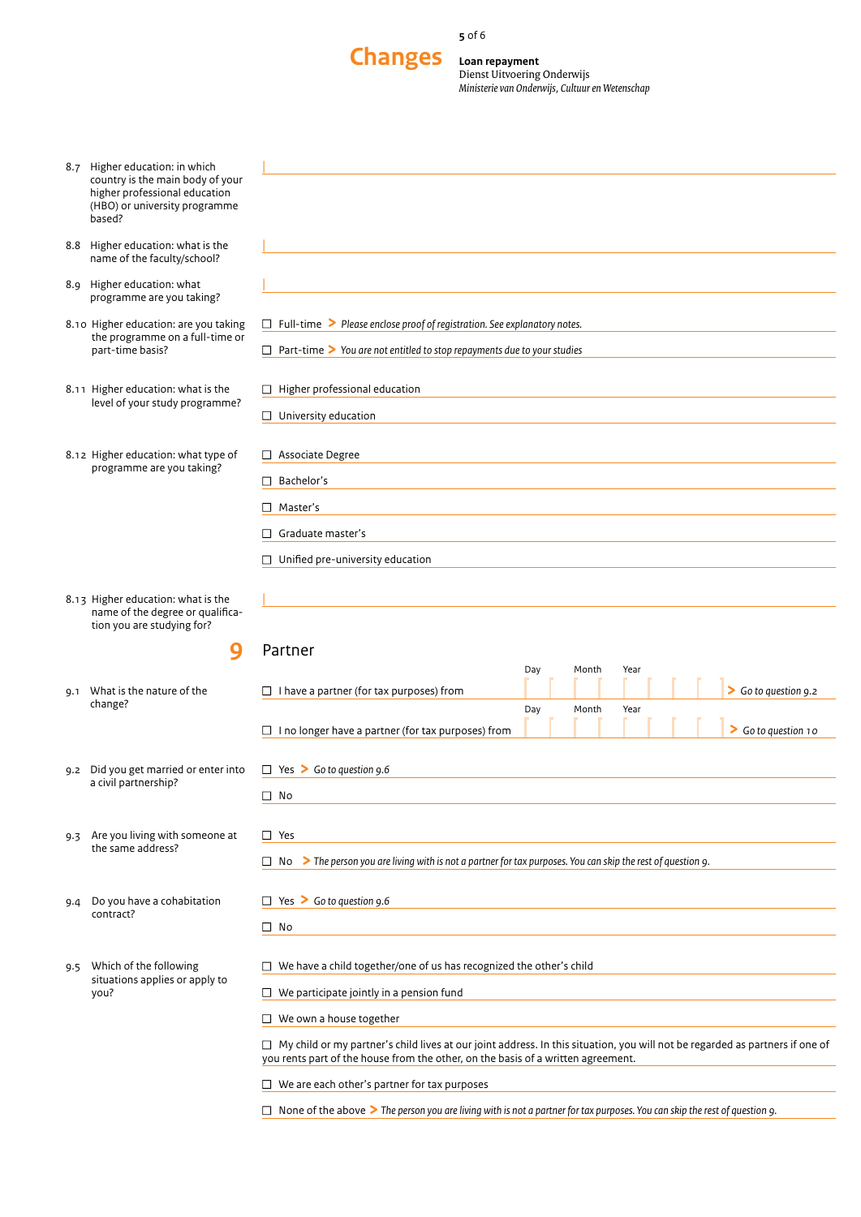**8.7** Higher education: in which country is the main body of your higher professional education (HBO) or university programme based?

______________________________

**8.8** Higher education: what is the name of the faculty/school?

______________________________

**8.9** Higher education: what programme are you taking?

______________________________

**8.10** Higher education: are you taking the programme on a full-time or part-time basis?

- ☐ Full-time > *Please enclose proof of registration. See explanatory notes.*
- ☐ Part-time > *You are not entitled to stop repayments due to your studies*

**8.11** Higher education: what is the level of your study programme?

- ☐ Higher professional education
- ☐ University education

**8.12** Higher education: what type of programme are you taking?

- ☐ Associate Degree
- ☐ Bachelor's
- ☐ Master's
- ☐ Graduate master's
- ☐ Unified pre-university education

**8.13** Higher education: what is the name of the degree or qualification you are studying for?

______________________________

## 9 Partner

**9.1** What is the nature of the change?

- ☐ I have a partner (for tax purposes) from Day __ Month __ Year ____ > *Go to question 9.2*
- ☐ I no longer have a partner (for tax purposes) from Day __ Month __ Year ____ > *Go to question 10*

**9.2** Did you get married or enter into a civil partnership?

- ☐ Yes > *Go to question 9.6*
- ☐ No

**9.3** Are you living with someone at the same address?

- ☐ Yes
- ☐ No > *The person you are living with is not a partner for tax purposes. You can skip the rest of question 9.*

**9.4** Do you have a cohabitation contract?

- ☐ Yes > *Go to question 9.6*
- ☐ No

**9.5** Which of the following situations applies or apply to you?

- ☐ We have a child together/one of us has recognized the other's child
- ☐ We participate jointly in a pension fund
- ☐ We own a house together
- ☐ My child or my partner's child lives at our joint address. In this situation, you will not be regarded as partners if one of you rents part of the house from the other, on the basis of a written agreement.
- ☐ We are each other's partner for tax purposes
- ☐ None of the above > *The person you are living with is not a partner for tax purposes. You can skip the rest of question 9.*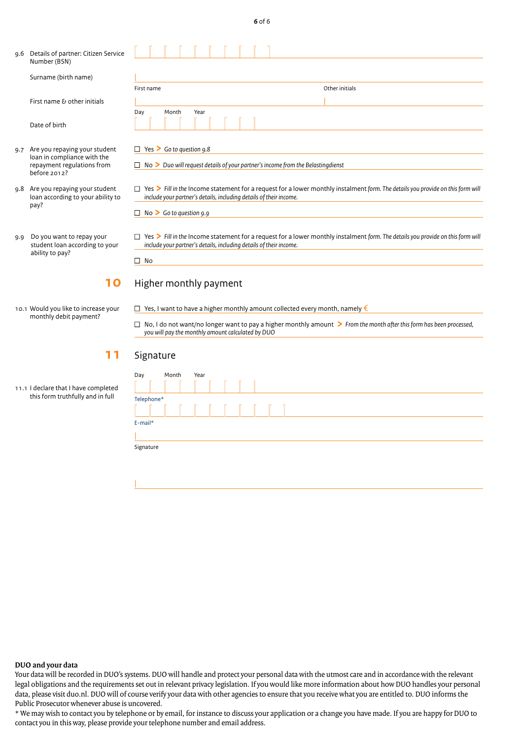9.6 Details of partner: Citizen Service Number (BSN)

Surname (birth name)

First name & other initials — First name / Other initials

Date of birth — Day / Month / Year

9.7 Are you repaying your student loan in compliance with the repayment regulations from before 2012?

☐ Yes > *Go to question 9.8*

☐ No > *Duo will request details of your partner's income from the Belastingdienst*

9.8 Are you repaying your student loan according to your ability to pay?

☐ Yes > *Fill in the* Income statement for a request for a lower monthly instalment *form. The details you provide on this form will include your partner's details, including details of their income.*

☐ No > *Go to question 9.9*

9.9 Do you want to repay your student loan according to your ability to pay?

☐ Yes > *Fill in the* Income statement for a request for a lower monthly instalment *form. The details you provide on this form will include your partner's details, including details of their income.*

☐ No

## 10 Higher monthly payment

10.1 Would you like to increase your monthly debit payment?

☐ Yes, I want to have a higher monthly amount collected every month, namely €

☐ No, I do not want/no longer want to pay a higher monthly amount > *From the month after this form has been processed, you will pay the monthly amount calculated by DUO*

## 11 Signature

11.1 I declare that I have completed this form truthfully and in full

Day / Month / Year

Telephone*

E-mail*

Signature

**DUO and your data**

Your data will be recorded in DUO's systems. DUO will handle and protect your personal data with the utmost care and in accordance with the relevant legal obligations and the requirements set out in relevant privacy legislation. If you would like more information about how DUO handles your personal data, please visit duo.nl. DUO will of course verify your data with other agencies to ensure that you receive what you are entitled to. DUO informs the Public Prosecutor whenever abuse is uncovered.

* We may wish to contact you by telephone or by email, for instance to discuss your application or a change you have made. If you are happy for DUO to contact you in this way, please provide your telephone number and email address.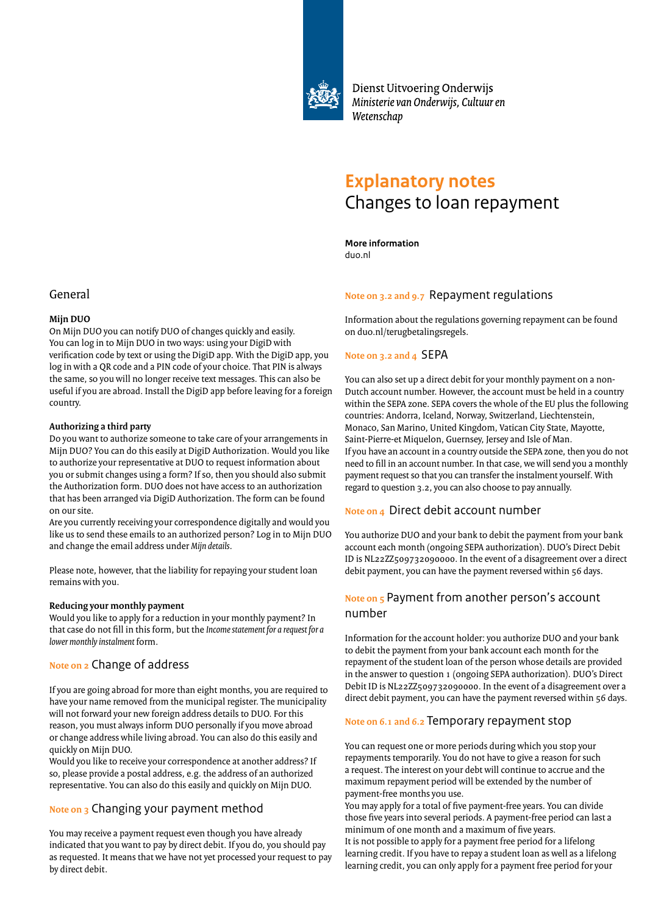Dienst Uitvoering Onderwijs
*Ministerie van Onderwijs, Cultuur en Wetenschap*

# Explanatory notes
## Changes to loan repayment

**More information**
duo.nl

## General

**Mijn DUO**
On Mijn DUO you can notify DUO of changes quickly and easily. You can log in to Mijn DUO in two ways: using your DigiD with verification code by text or using the DigiD app. With the DigiD app, you log in with a QR code and a PIN code of your choice. That PIN is always the same, so you will no longer receive text messages. This can also be useful if you are abroad. Install the DigiD app before leaving for a foreign country.

**Authorizing a third party**
Do you want to authorize someone to take care of your arrangements in Mijn DUO? You can do this easily at DigiD Authorization. Would you like to authorize your representative at DUO to request information about you or submit changes using a form? If so, then you should also submit the Authorization form. DUO does not have access to an authorization that has been arranged via DigiD Authorization. The form can be found on our site.
Are you currently receiving your correspondence digitally and would you like us to send these emails to an authorized person? Log in to Mijn DUO and change the email address under *Mijn details*.

Please note, however, that the liability for repaying your student loan remains with you.

**Reducing your monthly payment**
Would you like to apply for a reduction in your monthly payment? In that case do not fill in this form, but the *Income statement for a request for a lower monthly instalment* form.

### Note on 2 Change of address

If you are going abroad for more than eight months, you are required to have your name removed from the municipal register. The municipality will not forward your new foreign address details to DUO. For this reason, you must always inform DUO personally if you move abroad or change address while living abroad. You can also do this easily and quickly on Mijn DUO.
Would you like to receive your correspondence at another address? If so, please provide a postal address, e.g. the address of an authorized representative. You can also do this easily and quickly on Mijn DUO.

### Note on 3 Changing your payment method

You may receive a payment request even though you have already indicated that you want to pay by direct debit. If you do, you should pay as requested. It means that we have not yet processed your request to pay by direct debit.

### Note on 3.2 and 9.7 Repayment regulations

Information about the regulations governing repayment can be found on duo.nl/terugbetalingsregels.

### Note on 3.2 and 4 SEPA

You can also set up a direct debit for your monthly payment on a non-Dutch account number. However, the account must be held in a country within the SEPA zone. SEPA covers the whole of the EU plus the following countries: Andorra, Iceland, Norway, Switzerland, Liechtenstein, Monaco, San Marino, United Kingdom, Vatican City State, Mayotte, Saint-Pierre-et Miquelon, Guernsey, Jersey and Isle of Man.
If you have an account in a country outside the SEPA zone, then you do not need to fill in an account number. In that case, we will send you a monthly payment request so that you can transfer the instalment yourself. With regard to question 3.2, you can also choose to pay annually.

### Note on 4 Direct debit account number

You authorize DUO and your bank to debit the payment from your bank account each month (ongoing SEPA authorization). DUO's Direct Debit ID is NL22ZZ509732090000. In the event of a disagreement over a direct debit payment, you can have the payment reversed within 56 days.

### Note on 5 Payment from another person's account number

Information for the account holder: you authorize DUO and your bank to debit the payment from your bank account each month for the repayment of the student loan of the person whose details are provided in the answer to question 1 (ongoing SEPA authorization). DUO's Direct Debit ID is NL22ZZ509732090000. In the event of a disagreement over a direct debit payment, you can have the payment reversed within 56 days.

### Note on 6.1 and 6.2 Temporary repayment stop

You can request one or more periods during which you stop your repayments temporarily. You do not have to give a reason for such a request. The interest on your debt will continue to accrue and the maximum repayment period will be extended by the number of payment-free months you use.
You may apply for a total of five payment-free years. You can divide those five years into several periods. A payment-free period can last a minimum of one month and a maximum of five years.
It is not possible to apply for a payment free period for a lifelong learning credit. If you have to repay a student loan as well as a lifelong learning credit, you can only apply for a payment free period for your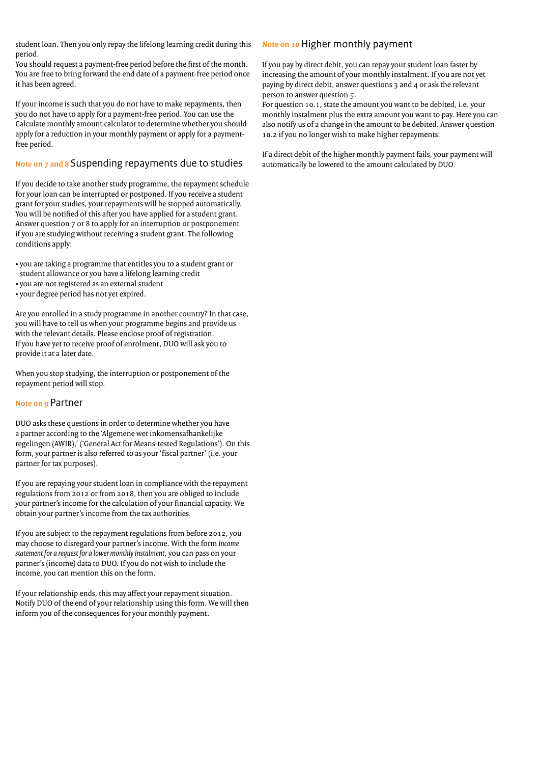student loan. Then you only repay the lifelong learning credit during this period.
You should request a payment-free period before the first of the month. You are free to bring forward the end date of a payment-free period once it has been agreed.

If your income is such that you do not have to make repayments, then you do not have to apply for a payment-free period. You can use the Calculate monthly amount calculator to determine whether you should apply for a reduction in your monthly payment or apply for a payment-free period.

## Note on 7 and 8 Suspending repayments due to studies

If you decide to take another study programme, the repayment schedule for your loan can be interrupted or postponed. If you receive a student grant for your studies, your repayments will be stopped automatically. You will be notified of this after you have applied for a student grant. Answer question 7 or 8 to apply for an interruption or postponement if you are studying without receiving a student grant. The following conditions apply:

- you are taking a programme that entitles you to a student grant or student allowance or you have a lifelong learning credit
- you are not registered as an external student
- your degree period has not yet expired.

Are you enrolled in a study programme in another country? In that case, you will have to tell us when your programme begins and provide us with the relevant details. Please enclose proof of registration.
If you have yet to receive proof of enrolment, DUO will ask you to provide it at a later date.

When you stop studying, the interruption or postponement of the repayment period will stop.

## Note on 9 Partner

DUO asks these questions in order to determine whether you have a partner according to the 'Algemene wet inkomensafhankelijke regelingen (AWIR),' ('General Act for Means-tested Regulations'). On this form, your partner is also referred to as your 'fiscal partner' (i.e. your partner for tax purposes).

If you are repaying your student loan in compliance with the repayment regulations from 2012 or from 2018, then you are obliged to include your partner's income for the calculation of your financial capacity. We obtain your partner's income from the tax authorities.

If you are subject to the repayment regulations from before 2012, you may choose to disregard your partner's income. With the form *Income statement for a request for a lower monthly instalment*, you can pass on your partner's (income) data to DUO. If you do not wish to include the income, you can mention this on the form.

If your relationship ends, this may affect your repayment situation. Notify DUO of the end of your relationship using this form. We will then inform you of the consequences for your monthly payment.

## Note on 10 Higher monthly payment

If you pay by direct debit, you can repay your student loan faster by increasing the amount of your monthly instalment. If you are not yet paying by direct debit, answer questions 3 and 4 or ask the relevant person to answer question 5.
For question 10.1, state the amount you want to be debited, i.e. your monthly instalment plus the extra amount you want to pay. Here you can also notify us of a change in the amount to be debited. Answer question 10.2 if you no longer wish to make higher repayments.

If a direct debit of the higher monthly payment fails, your payment will automatically be lowered to the amount calculated by DUO.